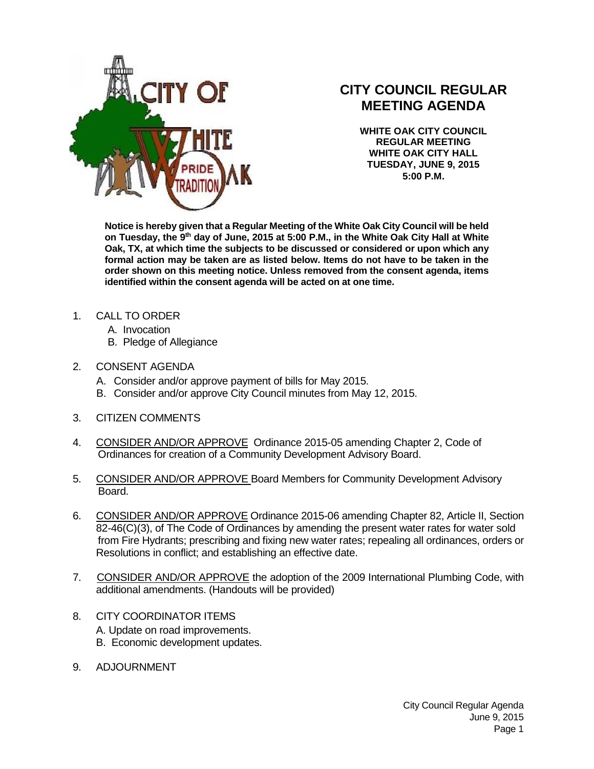# CITY COUNCIL REGULAR MEETING AGENDA

**WHITE OAK CITY COUNCIL**
**REGULAR MEETING**
**WHITE OAK CITY HALL**
**TUESDAY, JUNE 9, 2015**
**5:00 P.M.**

**Notice is hereby given that a Regular Meeting of the White Oak City Council will be held on Tuesday, the 9th day of June, 2015 at 5:00 P.M., in the White Oak City Hall at White Oak, TX, at which time the subjects to be discussed or considered or upon which any formal action may be taken are as listed below. Items do not have to be taken in the order shown on this meeting notice. Unless removed from the consent agenda, items identified within the consent agenda will be acted on at one time.**

1. CALL TO ORDER
   - A. Invocation
   - B. Pledge of Allegiance

2. CONSENT AGENDA
   - A. Consider and/or approve payment of bills for May 2015.
   - B. Consider and/or approve City Council minutes from May 12, 2015.

3. CITIZEN COMMENTS

4. <u>CONSIDER AND/OR APPROVE</u> Ordinance 2015-05 amending Chapter 2, Code of Ordinances for creation of a Community Development Advisory Board.

5. <u>CONSIDER AND/OR APPROVE</u> Board Members for Community Development Advisory Board.

6. <u>CONSIDER AND/OR APPROVE</u> Ordinance 2015-06 amending Chapter 82, Article II, Section 82-46(C)(3), of The Code of Ordinances by amending the present water rates for water sold from Fire Hydrants; prescribing and fixing new water rates; repealing all ordinances, orders or Resolutions in conflict; and establishing an effective date.

7. <u>CONSIDER AND/OR APPROVE</u> the adoption of the 2009 International Plumbing Code, with additional amendments. (Handouts will be provided)

8. CITY COORDINATOR ITEMS
   - A. Update on road improvements.
   - B. Economic development updates.

9. ADJOURNMENT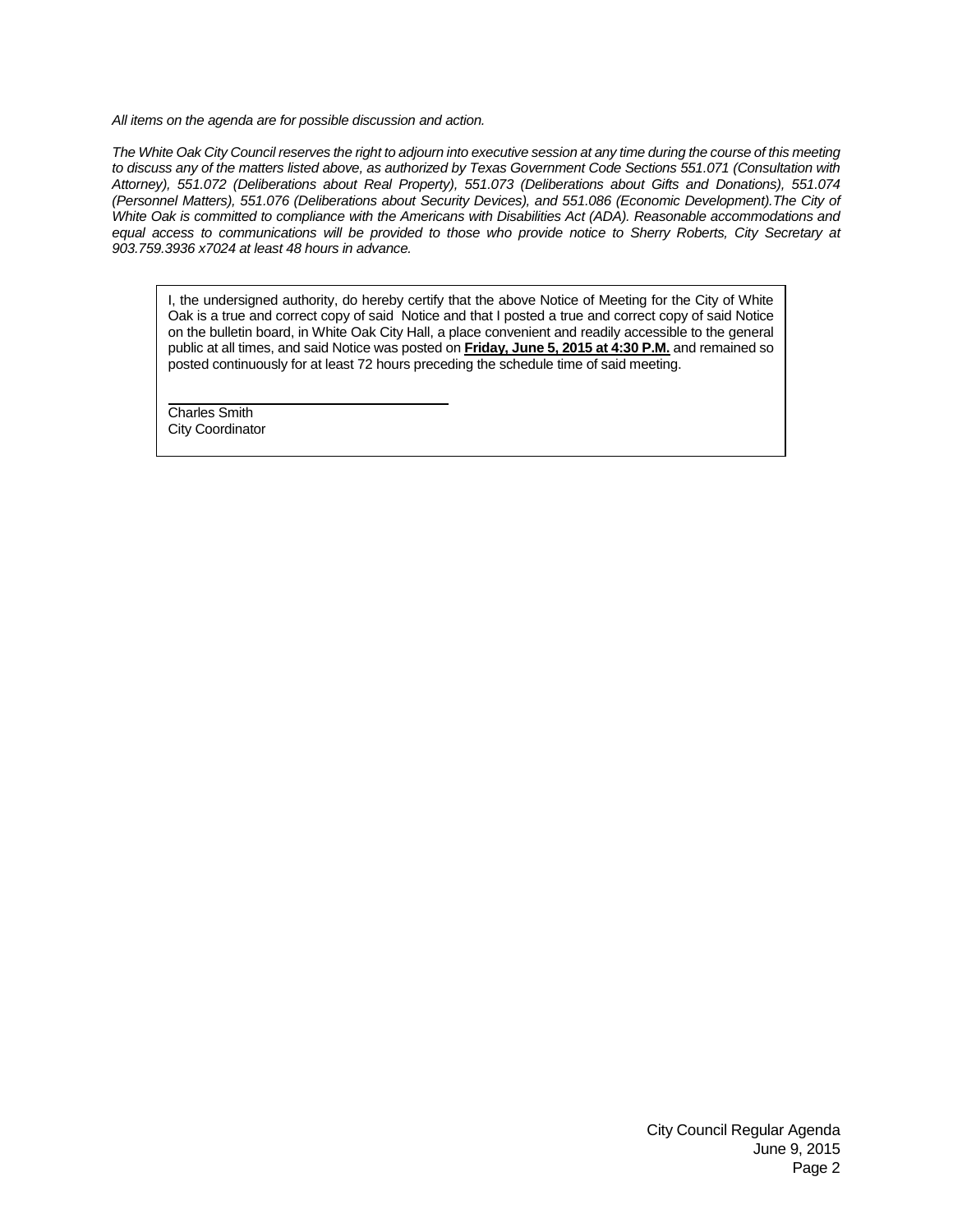*All items on the agenda are for possible discussion and action.*

*The White Oak City Council reserves the right to adjourn into executive session at any time during the course of this meeting to discuss any of the matters listed above, as authorized by Texas Government Code Sections 551.071 (Consultation with Attorney), 551.072 (Deliberations about Real Property), 551.073 (Deliberations about Gifts and Donations), 551.074 (Personnel Matters), 551.076 (Deliberations about Security Devices), and 551.086 (Economic Development).The City of White Oak is committed to compliance with the Americans with Disabilities Act (ADA). Reasonable accommodations and equal access to communications will be provided to those who provide notice to Sherry Roberts, City Secretary at 903.759.3936 x7024 at least 48 hours in advance.*

I, the undersigned authority, do hereby certify that the above Notice of Meeting for the City of White Oak is a true and correct copy of said Notice and that I posted a true and correct copy of said Notice on the bulletin board, in White Oak City Hall, a place convenient and readily accessible to the general public at all times, and said Notice was posted on **Friday, June 5, 2015 at 4:30 P.M.** and remained so posted continuously for at least 72 hours preceding the schedule time of said meeting.

Charles Smith
City Coordinator